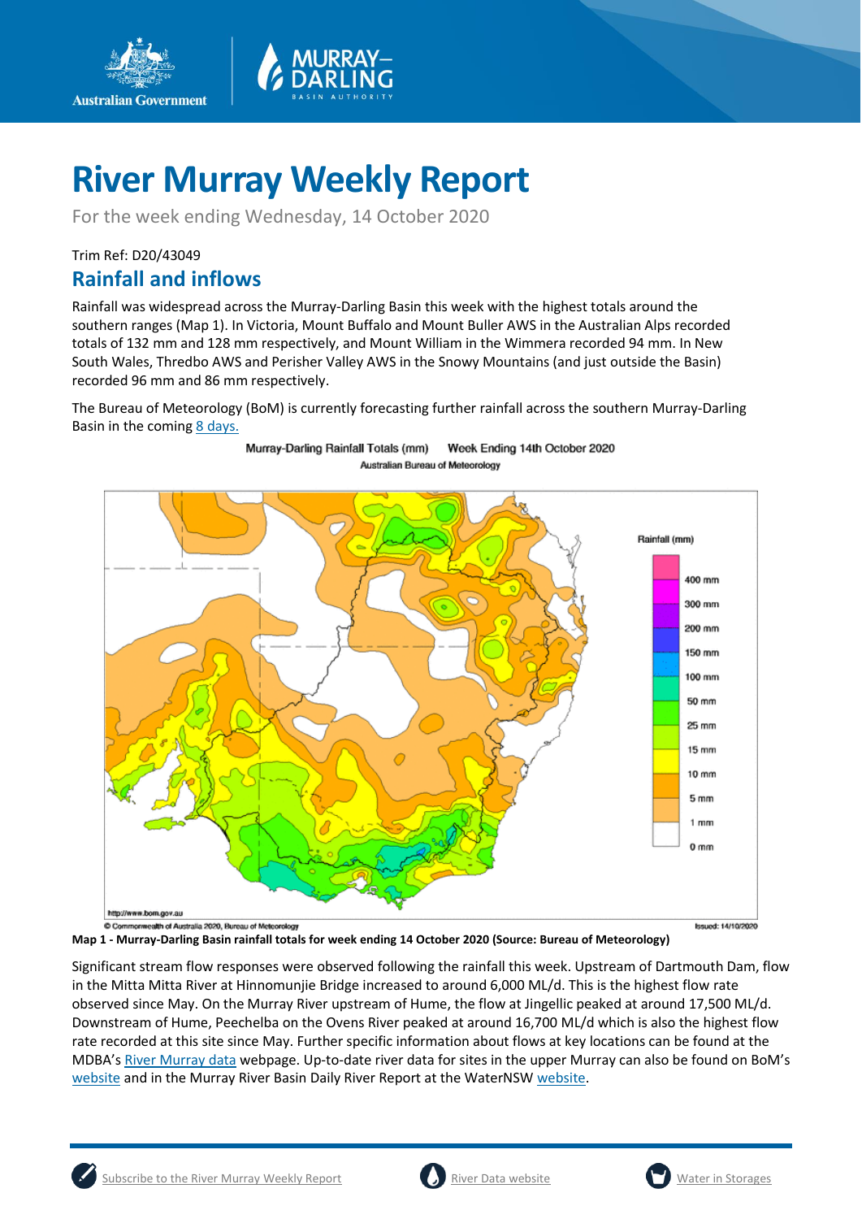# River Murray Weekly Report

For the week ending Wednesday, 14 October 2020

Trim Ref: D20/43049

## Rainfall and inflows

Rainfall was widespread across the Murray-Darling Basin this week with the highest totals around the southern ranges (Map 1). In Victoria, Mount Buffalo and Mount Buller AWS in the Australian Alps recorded totals of 132 mm and 128 mm respectively, and Mount William in the Wimmera recorded 94 mm. In New South Wales, Thredbo AWS and Perisher Valley AWS in the Snowy Mountains (and just outside the Basin) recorded 96 mm and 86 mm respectively.

The Bureau of Meteorology (BoM) is currently forecasting further rainfall across the southern Murray-Darling Basin in the coming 8 days.

**Map 1 - Murray-Darling Basin rainfall totals for week ending 14 October 2020 (Source: Bureau of Meteorology)**

Significant stream flow responses were observed following the rainfall this week. Upstream of Dartmouth Dam, flow in the Mitta Mitta River at Hinnomunjie Bridge increased to around 6,000 ML/d. This is the highest flow rate observed since May. On the Murray River upstream of Hume, the flow at Jingellic peaked at around 17,500 ML/d. Downstream of Hume, Peechelba on the Ovens River peaked at around 16,700 ML/d which is also the highest flow rate recorded at this site since May. Further specific information about flows at key locations can be found at the MDBA's River Murray data webpage. Up-to-date river data for sites in the upper Murray can also be found on BoM's website and in the Murray River Basin Daily River Report at the WaterNSW website.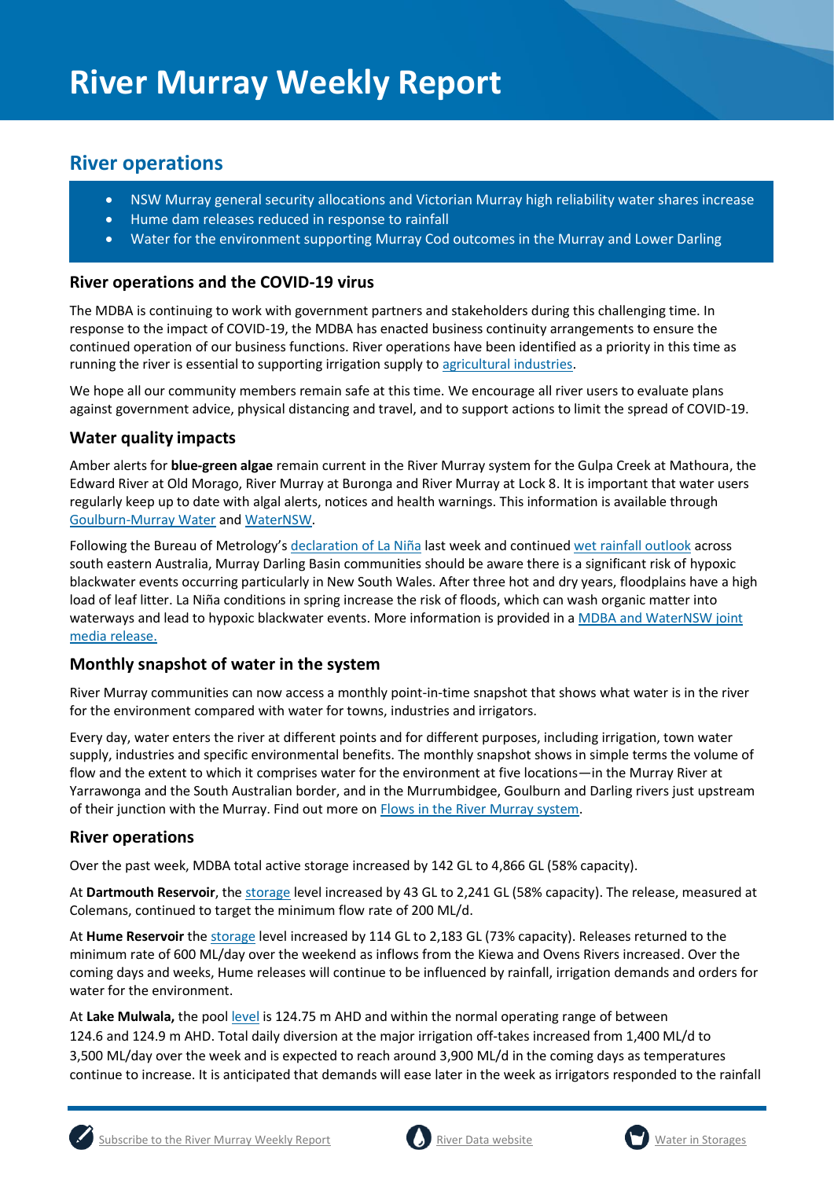# River Murray Weekly Report

## River operations

- NSW Murray general security allocations and Victorian Murray high reliability water shares increase
- Hume dam releases reduced in response to rainfall
- Water for the environment supporting Murray Cod outcomes in the Murray and Lower Darling

### River operations and the COVID-19 virus

The MDBA is continuing to work with government partners and stakeholders during this challenging time. In response to the impact of COVID-19, the MDBA has enacted business continuity arrangements to ensure the continued operation of our business functions. River operations have been identified as a priority in this time as running the river is essential to supporting irrigation supply to agricultural industries.

We hope all our community members remain safe at this time. We encourage all river users to evaluate plans against government advice, physical distancing and travel, and to support actions to limit the spread of COVID-19.

### Water quality impacts

Amber alerts for **blue-green algae** remain current in the River Murray system for the Gulpa Creek at Mathoura, the Edward River at Old Morago, River Murray at Buronga and River Murray at Lock 8. It is important that water users regularly keep up to date with algal alerts, notices and health warnings. This information is available through Goulburn-Murray Water and WaterNSW.

Following the Bureau of Metrology's declaration of La Niña last week and continued wet rainfall outlook across south eastern Australia, Murray Darling Basin communities should be aware there is a significant risk of hypoxic blackwater events occurring particularly in New South Wales. After three hot and dry years, floodplains have a high load of leaf litter. La Niña conditions in spring increase the risk of floods, which can wash organic matter into waterways and lead to hypoxic blackwater events. More information is provided in a MDBA and WaterNSW joint media release.

### Monthly snapshot of water in the system

River Murray communities can now access a monthly point-in-time snapshot that shows what water is in the river for the environment compared with water for towns, industries and irrigators.

Every day, water enters the river at different points and for different purposes, including irrigation, town water supply, industries and specific environmental benefits. The monthly snapshot shows in simple terms the volume of flow and the extent to which it comprises water for the environment at five locations—in the Murray River at Yarrawonga and the South Australian border, and in the Murrumbidgee, Goulburn and Darling rivers just upstream of their junction with the Murray. Find out more on Flows in the River Murray system.

### River operations

Over the past week, MDBA total active storage increased by 142 GL to 4,866 GL (58% capacity).

At **Dartmouth Reservoir**, the storage level increased by 43 GL to 2,241 GL (58% capacity). The release, measured at Colemans, continued to target the minimum flow rate of 200 ML/d.

At **Hume Reservoir** the storage level increased by 114 GL to 2,183 GL (73% capacity). Releases returned to the minimum rate of 600 ML/day over the weekend as inflows from the Kiewa and Ovens Rivers increased. Over the coming days and weeks, Hume releases will continue to be influenced by rainfall, irrigation demands and orders for water for the environment.

At **Lake Mulwala,** the pool level is 124.75 m AHD and within the normal operating range of between 124.6 and 124.9 m AHD. Total daily diversion at the major irrigation off-takes increased from 1,400 ML/d to 3,500 ML/day over the week and is expected to reach around 3,900 ML/d in the coming days as temperatures continue to increase. It is anticipated that demands will ease later in the week as irrigators responded to the rainfall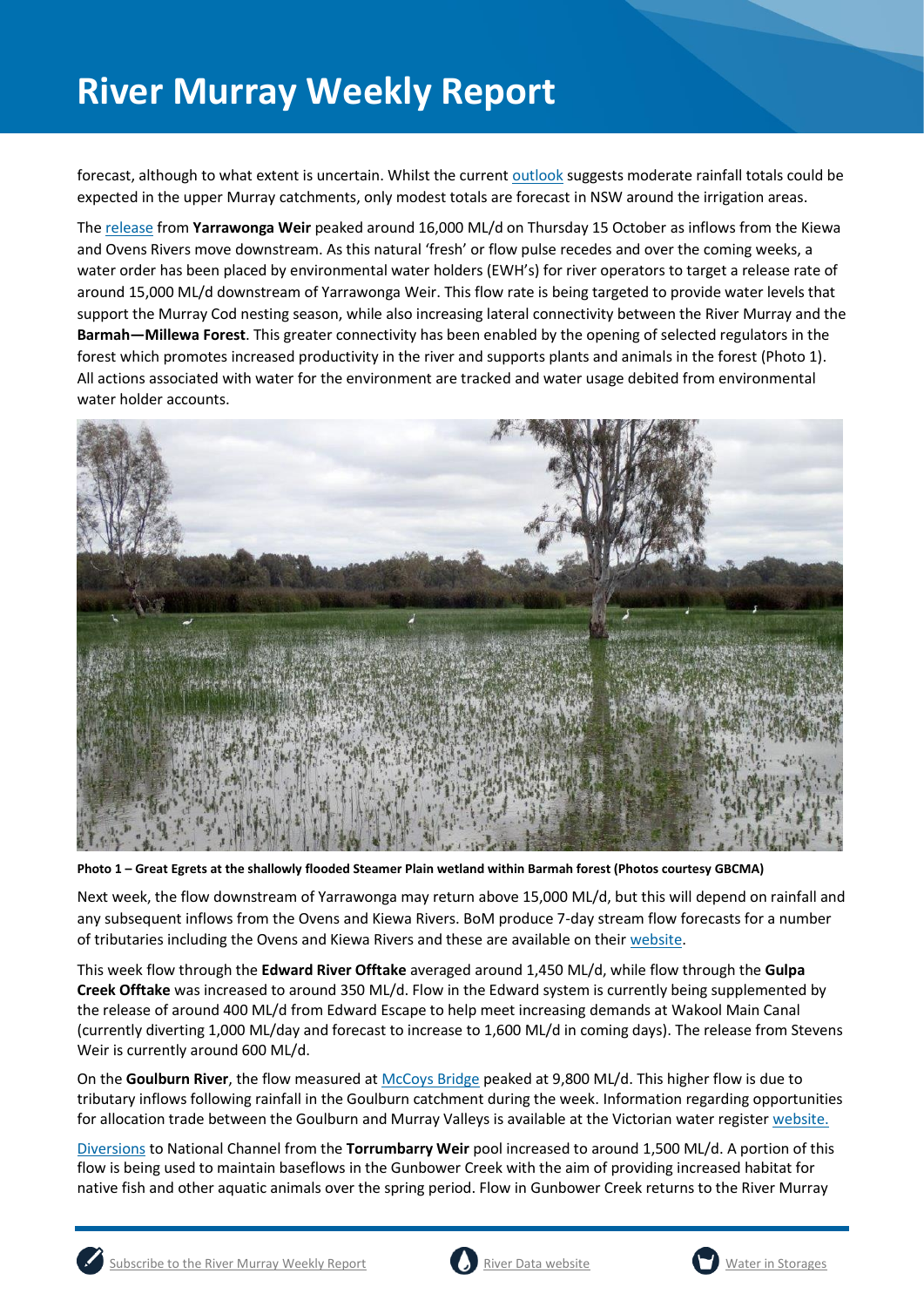forecast, although to what extent is uncertain. Whilst the current outlook suggests moderate rainfall totals could be expected in the upper Murray catchments, only modest totals are forecast in NSW around the irrigation areas.

The release from **Yarrawonga Weir** peaked around 16,000 ML/d on Thursday 15 October as inflows from the Kiewa and Ovens Rivers move downstream. As this natural 'fresh' or flow pulse recedes and over the coming weeks, a water order has been placed by environmental water holders (EWH's) for river operators to target a release rate of around 15,000 ML/d downstream of Yarrawonga Weir. This flow rate is being targeted to provide water levels that support the Murray Cod nesting season, while also increasing lateral connectivity between the River Murray and the **Barmah—Millewa Forest**. This greater connectivity has been enabled by the opening of selected regulators in the forest which promotes increased productivity in the river and supports plants and animals in the forest (Photo 1). All actions associated with water for the environment are tracked and water usage debited from environmental water holder accounts.

**Photo 1 – Great Egrets at the shallowly flooded Steamer Plain wetland within Barmah forest (Photos courtesy GBCMA)**

Next week, the flow downstream of Yarrawonga may return above 15,000 ML/d, but this will depend on rainfall and any subsequent inflows from the Ovens and Kiewa Rivers. BoM produce 7-day stream flow forecasts for a number of tributaries including the Ovens and Kiewa Rivers and these are available on their website.

This week flow through the **Edward River Offtake** averaged around 1,450 ML/d, while flow through the **Gulpa Creek Offtake** was increased to around 350 ML/d. Flow in the Edward system is currently being supplemented by the release of around 400 ML/d from Edward Escape to help meet increasing demands at Wakool Main Canal (currently diverting 1,000 ML/day and forecast to increase to 1,600 ML/d in coming days). The release from Stevens Weir is currently around 600 ML/d.

On the **Goulburn River**, the flow measured at McCoys Bridge peaked at 9,800 ML/d. This higher flow is due to tributary inflows following rainfall in the Goulburn catchment during the week. Information regarding opportunities for allocation trade between the Goulburn and Murray Valleys is available at the Victorian water register website.

Diversions to National Channel from the **Torrumbarry Weir** pool increased to around 1,500 ML/d. A portion of this flow is being used to maintain baseflows in the Gunbower Creek with the aim of providing increased habitat for native fish and other aquatic animals over the spring period. Flow in Gunbower Creek returns to the River Murray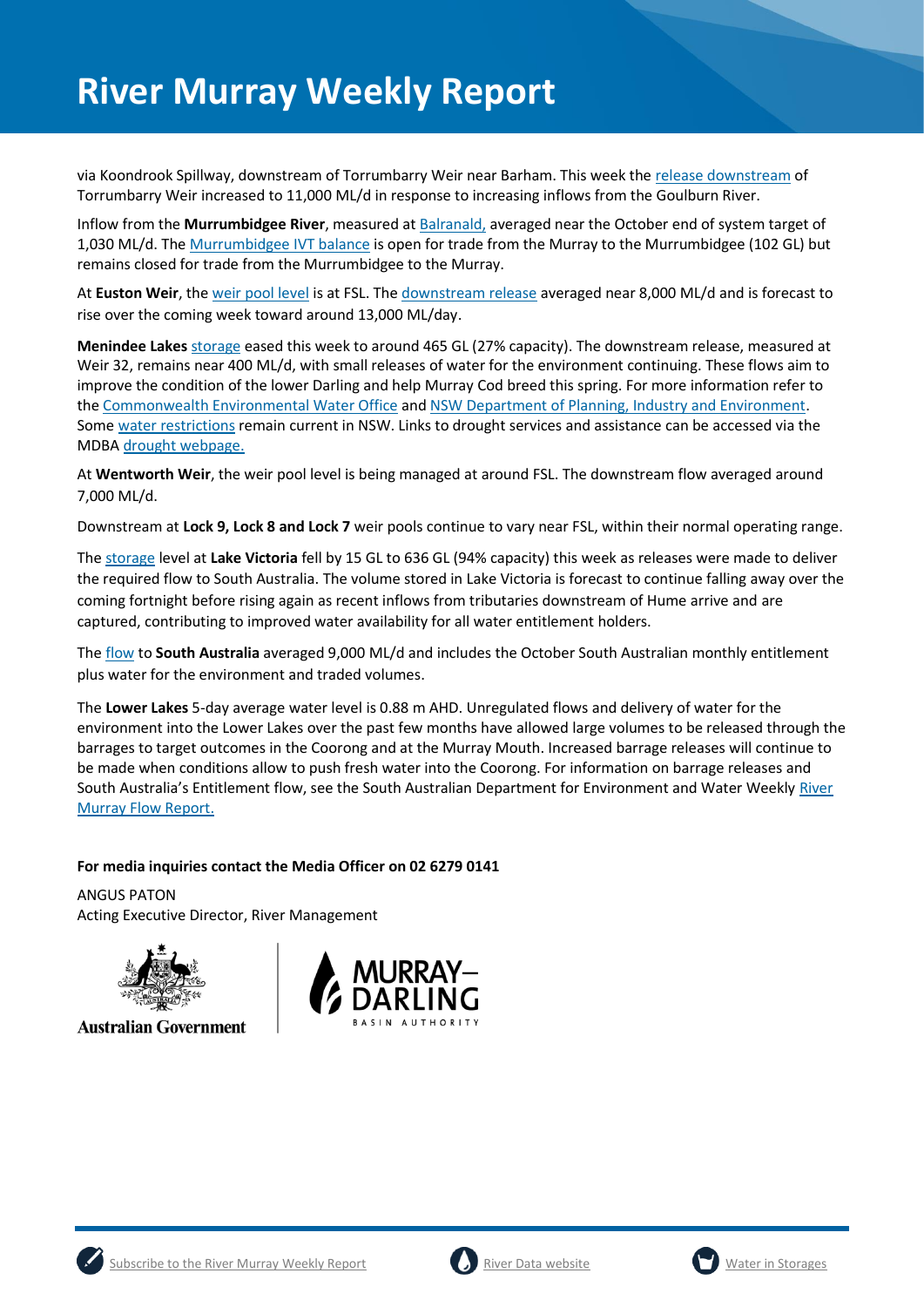via Koondrook Spillway, downstream of Torrumbarry Weir near Barham. This week the release downstream of Torrumbarry Weir increased to 11,000 ML/d in response to increasing inflows from the Goulburn River.

Inflow from the **Murrumbidgee River**, measured at Balranald, averaged near the October end of system target of 1,030 ML/d. The Murrumbidgee IVT balance is open for trade from the Murray to the Murrumbidgee (102 GL) but remains closed for trade from the Murrumbidgee to the Murray.

At **Euston Weir**, the weir pool level is at FSL. The downstream release averaged near 8,000 ML/d and is forecast to rise over the coming week toward around 13,000 ML/day.

**Menindee Lakes** storage eased this week to around 465 GL (27% capacity). The downstream release, measured at Weir 32, remains near 400 ML/d, with small releases of water for the environment continuing. These flows aim to improve the condition of the lower Darling and help Murray Cod breed this spring. For more information refer to the Commonwealth Environmental Water Office and NSW Department of Planning, Industry and Environment. Some water restrictions remain current in NSW. Links to drought services and assistance can be accessed via the MDBA drought webpage.

At **Wentworth Weir**, the weir pool level is being managed at around FSL. The downstream flow averaged around 7,000 ML/d.

Downstream at **Lock 9, Lock 8 and Lock 7** weir pools continue to vary near FSL, within their normal operating range.

The storage level at **Lake Victoria** fell by 15 GL to 636 GL (94% capacity) this week as releases were made to deliver the required flow to South Australia. The volume stored in Lake Victoria is forecast to continue falling away over the coming fortnight before rising again as recent inflows from tributaries downstream of Hume arrive and are captured, contributing to improved water availability for all water entitlement holders.

The flow to **South Australia** averaged 9,000 ML/d and includes the October South Australian monthly entitlement plus water for the environment and traded volumes.

The **Lower Lakes** 5-day average water level is 0.88 m AHD. Unregulated flows and delivery of water for the environment into the Lower Lakes over the past few months have allowed large volumes to be released through the barrages to target outcomes in the Coorong and at the Murray Mouth. Increased barrage releases will continue to be made when conditions allow to push fresh water into the Coorong. For information on barrage releases and South Australia's Entitlement flow, see the South Australian Department for Environment and Water Weekly River Murray Flow Report.

**For media inquiries contact the Media Officer on 02 6279 0141**

ANGUS PATON
Acting Executive Director, River Management

Australian Government

MURRAY–DARLING BASIN AUTHORITY

Subscribe to the River Murray Weekly Report | River Data website | Water in Storages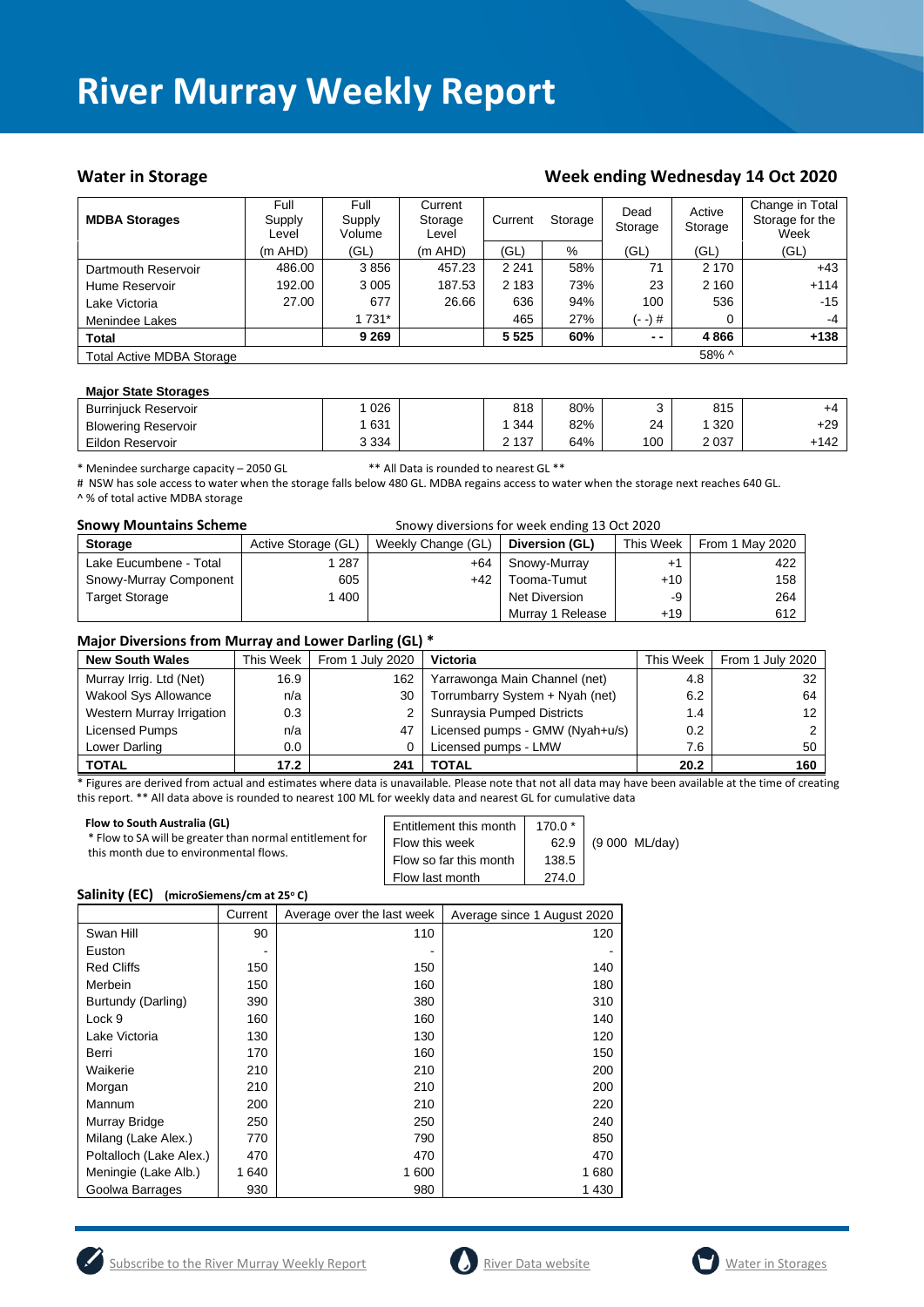# River Murray Weekly Report

## Water in Storage

## Week ending Wednesday 14 Oct 2020

| MDBA Storages | Full Supply Level | Full Supply Volume | Current Storage Level | Current | Storage | Dead Storage | Active Storage | Change in Total Storage for the Week |
|---|---|---|---|---|---|---|---|---|
| | (m AHD) | (GL) | (m AHD) | (GL) | % | (GL) | (GL) | (GL) |
| Dartmouth Reservoir | 486.00 | 3 856 | 457.23 | 2 241 | 58% | 71 | 2 170 | +43 |
| Hume Reservoir | 192.00 | 3 005 | 187.53 | 2 183 | 73% | 23 | 2 160 | +114 |
| Lake Victoria | 27.00 | 677 | 26.66 | 636 | 94% | 100 | 536 | -15 |
| Menindee Lakes | | 1 731* | | 465 | 27% | (- -) # | 0 | -4 |
| **Total** | | **9 269** | | **5 525** | **60%** | **- -** | **4 866** | **+138** |
| Total Active MDBA Storage | | | | | | | 58% ^ | |

| Major State Storages | Full Supply Volume | | Current | Storage | Dead Storage | Active Storage | Change in Total Storage for the Week |
|---|---|---|---|---|---|---|---|
| Burrinjuck Reservoir | 1 026 | | 818 | 80% | 3 | 815 | +4 |
| Blowering Reservoir | 1 631 | | 1 344 | 82% | 24 | 1 320 | +29 |
| Eildon Reservoir | 3 334 | | 2 137 | 64% | 100 | 2 037 | +142 |

\* Menindee surcharge capacity – 2050 GL ** All Data is rounded to nearest GL **

# NSW has sole access to water when the storage falls below 480 GL. MDBA regains access to water when the storage next reaches 640 GL.

^ % of total active MDBA storage

**Snowy Mountains Scheme** Snowy diversions for week ending 13 Oct 2020

| Storage | Active Storage (GL) | Weekly Change (GL) | Diversion (GL) | This Week | From 1 May 2020 |
|---|---|---|---|---|---|
| Lake Eucumbene - Total | 1 287 | +64 | Snowy-Murray | +1 | 422 |
| Snowy-Murray Component | 605 | +42 | Tooma-Tumut | +10 | 158 |
| Target Storage | 1 400 | | Net Diversion | -9 | 264 |
| | | | Murray 1 Release | +19 | 612 |

**Major Diversions from Murray and Lower Darling (GL) \***

| New South Wales | This Week | From 1 July 2020 | Victoria | This Week | From 1 July 2020 |
|---|---|---|---|---|---|
| Murray Irrig. Ltd (Net) | 16.9 | 162 | Yarrawonga Main Channel (net) | 4.8 | 32 |
| Wakool Sys Allowance | n/a | 30 | Torrumbarry System + Nyah (net) | 6.2 | 64 |
| Western Murray Irrigation | 0.3 | 2 | Sunraysia Pumped Districts | 1.4 | 12 |
| Licensed Pumps | n/a | 47 | Licensed pumps - GMW (Nyah+u/s) | 0.2 | 2 |
| Lower Darling | 0.0 | 0 | Licensed pumps - LMW | 7.6 | 50 |
| **TOTAL** | **17.2** | **241** | **TOTAL** | **20.2** | **160** |

\* Figures are derived from actual and estimates where data is unavailable. Please note that not all data may have been available at the time of creating this report. ** All data above is rounded to nearest 100 ML for weekly data and nearest GL for cumulative data

**Flow to South Australia (GL)**

\* Flow to SA will be greater than normal entitlement for this month due to environmental flows.

| | | |
|---|---|---|
| Entitlement this month | 170.0 * | |
| Flow this week | 62.9 | (9 000 ML/day) |
| Flow so far this month | 138.5 | |
| Flow last month | 274.0 | |

**Salinity (EC)** (microSiemens/cm at 25° C)

| | Current | Average over the last week | Average since 1 August 2020 |
|---|---|---|---|
| Swan Hill | 90 | 110 | 120 |
| Euston | - | - | - |
| Red Cliffs | 150 | 150 | 140 |
| Merbein | 150 | 160 | 180 |
| Burtundy (Darling) | 390 | 380 | 310 |
| Lock 9 | 160 | 160 | 140 |
| Lake Victoria | 130 | 130 | 120 |
| Berri | 170 | 160 | 150 |
| Waikerie | 210 | 210 | 200 |
| Morgan | 210 | 210 | 200 |
| Mannum | 200 | 210 | 220 |
| Murray Bridge | 250 | 250 | 240 |
| Milang (Lake Alex.) | 770 | 790 | 850 |
| Poltalloch (Lake Alex.) | 470 | 470 | 470 |
| Meningie (Lake Alb.) | 1 640 | 1 600 | 1 680 |
| Goolwa Barrages | 930 | 980 | 1 430 |

Subscribe to the River Murray Weekly Report | River Data website | Water in Storages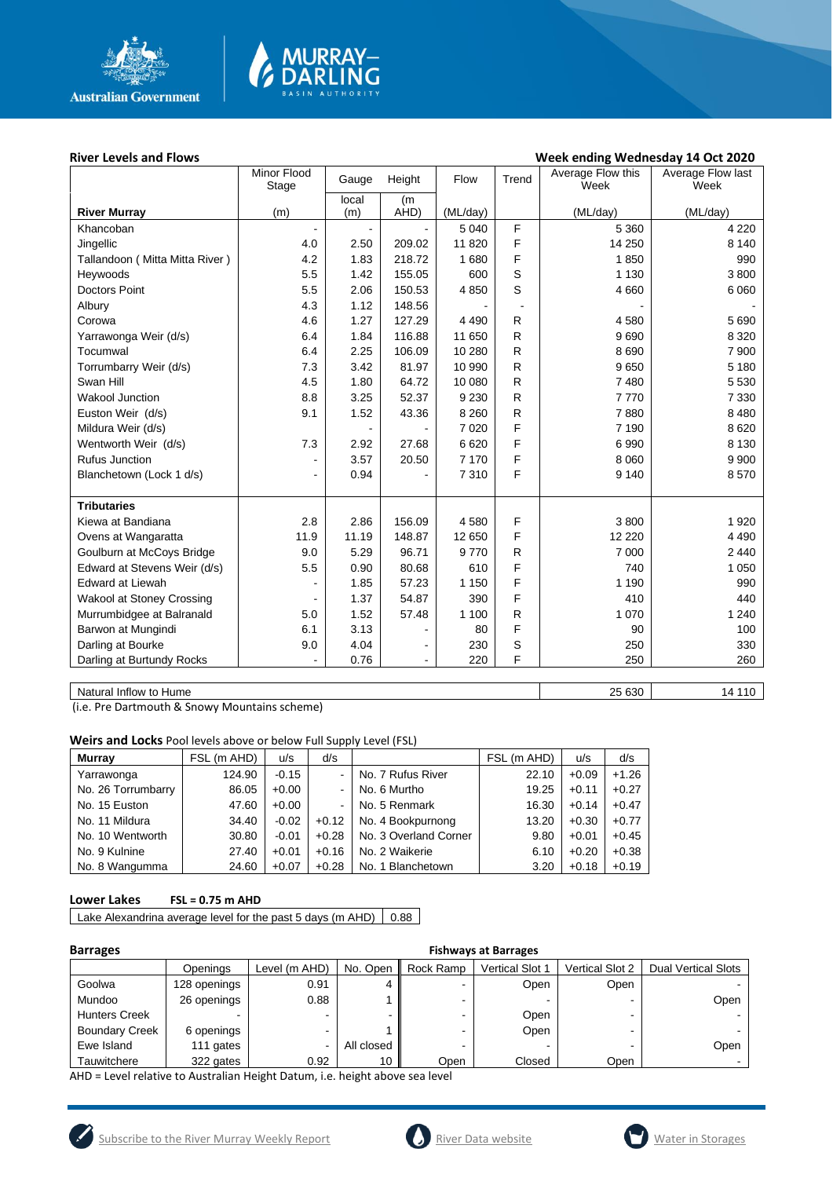**River Levels and Flows** — Week ending Wednesday 14 Oct 2020

| River Murray | Minor Flood Stage (m) | Gauge local (m) | Height (m AHD) | Flow (ML/day) | Trend | Average Flow this Week (ML/day) | Average Flow last Week (ML/day) |
|---|---|---|---|---|---|---|---|
| Khancoban | - | - | - | 5 040 | F | 5 360 | 4 220 |
| Jingellic | 4.0 | 2.50 | 209.02 | 11 820 | F | 14 250 | 8 140 |
| Tallandoon ( Mitta Mitta River ) | 4.2 | 1.83 | 218.72 | 1 680 | F | 1 850 | 990 |
| Heywoods | 5.5 | 1.42 | 155.05 | 600 | S | 1 130 | 3 800 |
| Doctors Point | 5.5 | 2.06 | 150.53 | 4 850 | S | 4 660 | 6 060 |
| Albury | 4.3 | 1.12 | 148.56 | - | - | - | - |
| Corowa | 4.6 | 1.27 | 127.29 | 4 490 | R | 4 580 | 5 690 |
| Yarrawonga Weir (d/s) | 6.4 | 1.84 | 116.88 | 11 650 | R | 9 690 | 8 320 |
| Tocumwal | 6.4 | 2.25 | 106.09 | 10 280 | R | 8 690 | 7 900 |
| Torrumbarry Weir (d/s) | 7.3 | 3.42 | 81.97 | 10 990 | R | 9 650 | 5 180 |
| Swan Hill | 4.5 | 1.80 | 64.72 | 10 080 | R | 7 480 | 5 530 |
| Wakool Junction | 8.8 | 3.25 | 52.37 | 9 230 | R | 7 770 | 7 330 |
| Euston Weir (d/s) | 9.1 | 1.52 | 43.36 | 8 260 | R | 7 880 | 8 480 |
| Mildura Weir (d/s) | | - | - | 7 020 | F | 7 190 | 8 620 |
| Wentworth Weir (d/s) | 7.3 | 2.92 | 27.68 | 6 620 | F | 6 990 | 8 130 |
| Rufus Junction | - | 3.57 | 20.50 | 7 170 | F | 8 060 | 9 900 |
| Blanchetown (Lock 1 d/s) | - | 0.94 | - | 7 310 | F | 9 140 | 8 570 |
| **Tributaries** | | | | | | | |
| Kiewa at Bandiana | 2.8 | 2.86 | 156.09 | 4 580 | F | 3 800 | 1 920 |
| Ovens at Wangaratta | 11.9 | 11.19 | 148.87 | 12 650 | F | 12 220 | 4 490 |
| Goulburn at McCoys Bridge | 9.0 | 5.29 | 96.71 | 9 770 | R | 7 000 | 2 440 |
| Edward at Stevens Weir (d/s) | 5.5 | 0.90 | 80.68 | 610 | F | 740 | 1 050 |
| Edward at Liewah | - | 1.85 | 57.23 | 1 150 | F | 1 190 | 990 |
| Wakool at Stoney Crossing | - | 1.37 | 54.87 | 390 | F | 410 | 440 |
| Murrumbidgee at Balranald | 5.0 | 1.52 | 57.48 | 1 100 | R | 1 070 | 1 240 |
| Barwon at Mungindi | 6.1 | 3.13 | - | 80 | F | 90 | 100 |
| Darling at Bourke | 9.0 | 4.04 | - | 230 | S | 250 | 330 |
| Darling at Burtundy Rocks | - | 0.76 | - | 220 | F | 250 | 260 |

| | Average Flow this Week | Average Flow last Week |
|---|---|---|
| Natural Inflow to Hume | 25 630 | 14 110 |

(i.e. Pre Dartmouth & Snowy Mountains scheme)

**Weirs and Locks** Pool levels above or below Full Supply Level (FSL)

| Murray | FSL (m AHD) | u/s | d/s | | FSL (m AHD) | u/s | d/s |
|---|---|---|---|---|---|---|---|
| Yarrawonga | 124.90 | -0.15 | - | No. 7 Rufus River | 22.10 | +0.09 | +1.26 |
| No. 26 Torrumbarry | 86.05 | +0.00 | - | No. 6 Murtho | 19.25 | +0.11 | +0.27 |
| No. 15 Euston | 47.60 | +0.00 | - | No. 5 Renmark | 16.30 | +0.14 | +0.47 |
| No. 11 Mildura | 34.40 | -0.02 | +0.12 | No. 4 Bookpurnong | 13.20 | +0.30 | +0.77 |
| No. 10 Wentworth | 30.80 | -0.01 | +0.28 | No. 3 Overland Corner | 9.80 | +0.01 | +0.45 |
| No. 9 Kulnine | 27.40 | +0.01 | +0.16 | No. 2 Waikerie | 6.10 | +0.20 | +0.38 |
| No. 8 Wangumma | 24.60 | +0.07 | +0.28 | No. 1 Blanchetown | 3.20 | +0.18 | +0.19 |

**Lower Lakes** **FSL = 0.75 m AHD**

| Lake Alexandrina average level for the past 5 days (m AHD) | 0.88 |
|---|---|

**Barrages** — **Fishways at Barrages**

| | Openings | Level (m AHD) | No. Open | Rock Ramp | Vertical Slot 1 | Vertical Slot 2 | Dual Vertical Slots |
|---|---|---|---|---|---|---|---|
| Goolwa | 128 openings | 0.91 | 4 | - | Open | Open | - |
| Mundoo | 26 openings | 0.88 | 1 | - | - | - | Open |
| Hunters Creek | - | - | - | - | Open | - | - |
| Boundary Creek | 6 openings | - | 1 | - | Open | - | - |
| Ewe Island | 111 gates | - | All closed | - | - | - | Open |
| Tauwitchere | 322 gates | 0.92 | 10 | Open | Closed | Open | - |

AHD = Level relative to Australian Height Datum, i.e. height above sea level

Subscribe to the River Murray Weekly Report | River Data website | Water in Storages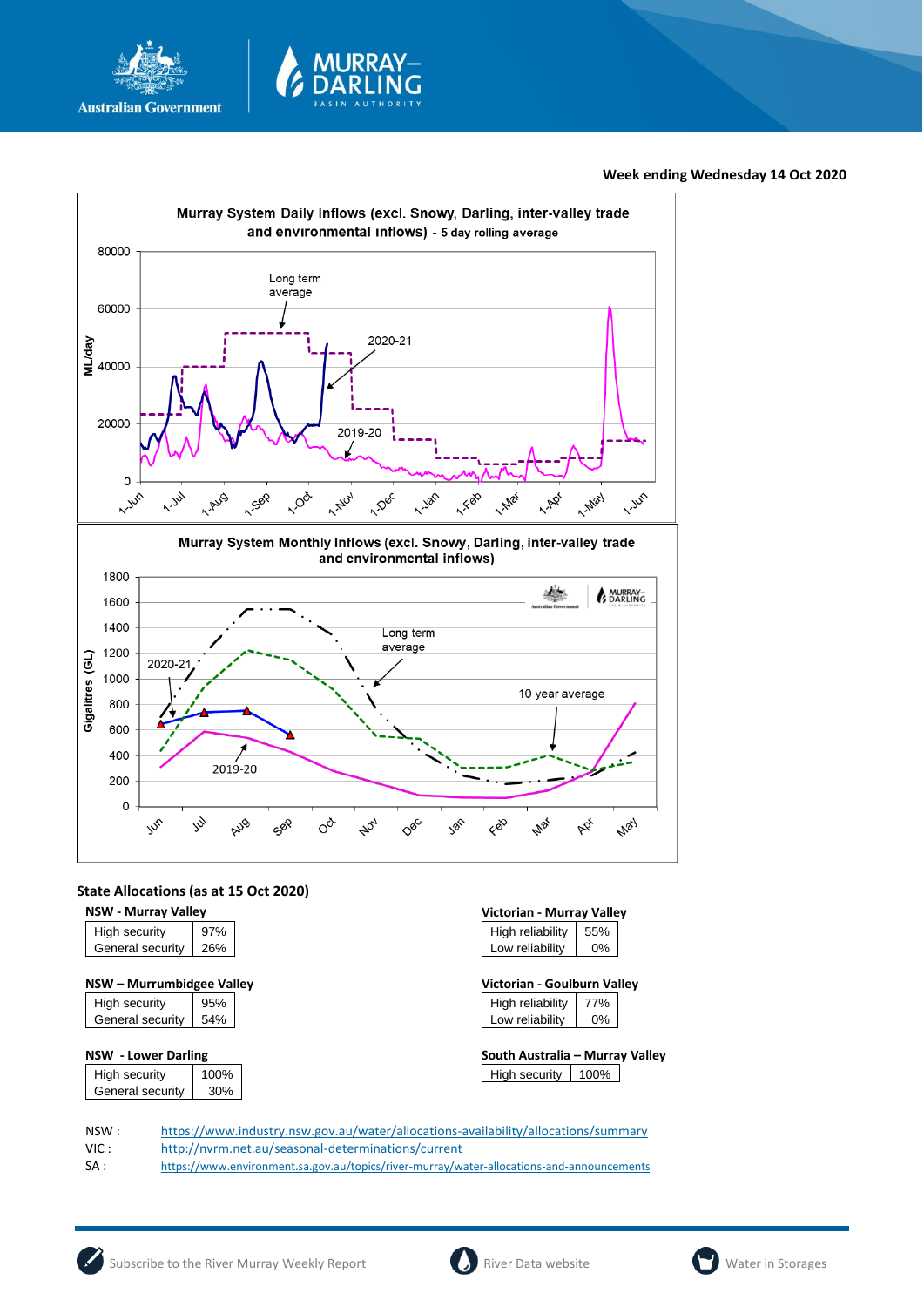**Week ending Wednesday 14 Oct 2020**

Murray System Daily Inflows (excl. Snowy, Darling, inter-valley trade and environmental inflows) - 5 day rolling average

80000
60000
40000
20000
0
ML/day
Long term average
2020-21
2019-20
1-Jun 1-Jul 1-Aug 1-Sep 1-Oct 1-Nov 1-Dec 1-Jan 1-Feb 1-Mar 1-Apr 1-May 1-Jun

Murray System Monthly Inflows (excl. Snowy, Darling, inter-valley trade and environmental inflows)

1800
1600
1400
1200
1000
800
600
400
200
0
Gigalitres (GL)
2020-21
Long term average
10 year average
2019-20
Jun Jul Aug Sep Oct Nov Dec Jan Feb Mar Apr May

## State Allocations (as at 15 Oct 2020)

**NSW - Murray Valley**

| | |
|---|---|
| High security | 97% |
| General security | 26% |

**NSW – Murrumbidgee Valley**

| | |
|---|---|
| High security | 95% |
| General security | 54% |

**NSW - Lower Darling**

| | |
|---|---|
| High security | 100% |
| General security | 30% |

**Victorian - Murray Valley**

| | |
|---|---|
| High reliability | 55% |
| Low reliability | 0% |

**Victorian - Goulburn Valley**

| | |
|---|---|
| High reliability | 77% |
| Low reliability | 0% |

**South Australia – Murray Valley**

| | |
|---|---|
| High security | 100% |

NSW : https://www.industry.nsw.gov.au/water/allocations-availability/allocations/summary
VIC : http://nvrm.net.au/seasonal-determinations/current
SA : https://www.environment.sa.gov.au/topics/river-murray/water-allocations-and-announcements

Subscribe to the River Murray Weekly Report | River Data website | Water in Storages